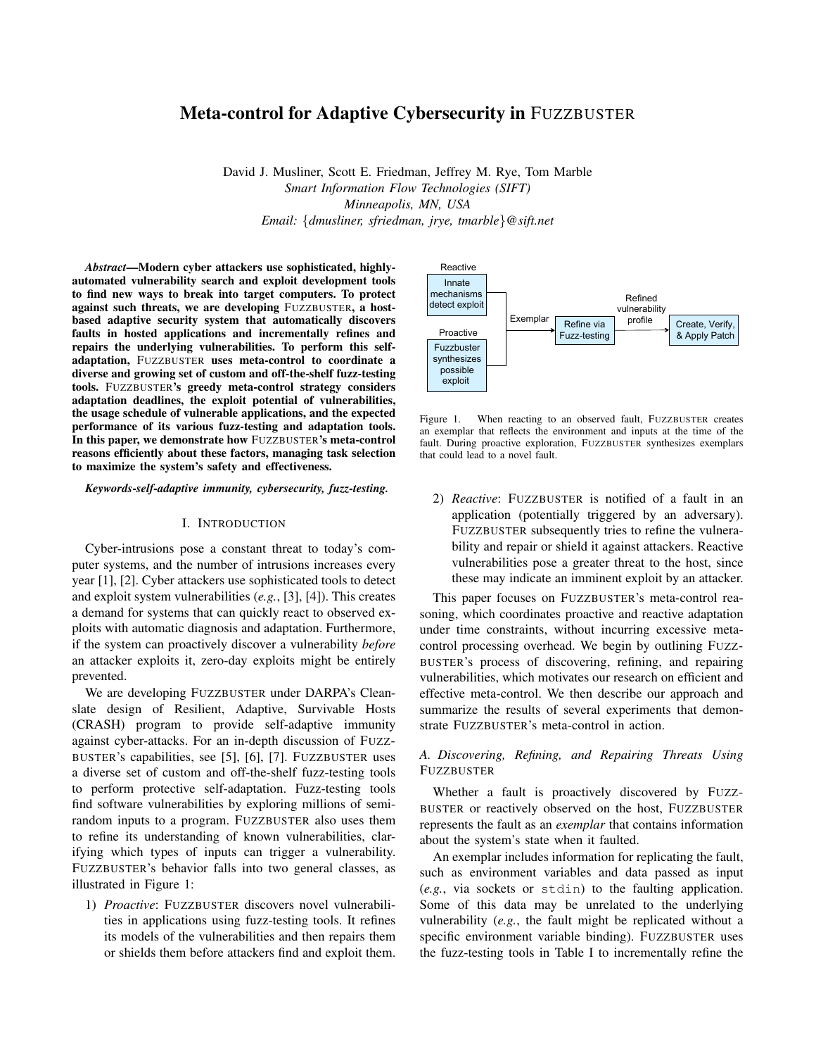# Meta-control for Adaptive Cybersecurity in FUZZBUSTER

David J. Musliner, Scott E. Friedman, Jeffrey M. Rye, Tom Marble
*Smart Information Flow Technologies (SIFT)*
*Minneapolis, MN, USA*
*Email: {dmusliner, sfriedman, jrye, tmarble}@sift.net*

***Abstract*—Modern cyber attackers use sophisticated, highly-automated vulnerability search and exploit development tools to find new ways to break into target computers. To protect against such threats, we are developing FUZZBUSTER, a host-based adaptive security system that automatically discovers faults in hosted applications and incrementally refines and repairs the underlying vulnerabilities. To perform this self-adaptation, FUZZBUSTER uses meta-control to coordinate a diverse and growing set of custom and off-the-shelf fuzz-testing tools. FUZZBUSTER's greedy meta-control strategy considers adaptation deadlines, the exploit potential of vulnerabilities, the usage schedule of vulnerable applications, and the expected performance of its various fuzz-testing and adaptation tools. In this paper, we demonstrate how FUZZBUSTER's meta-control reasons efficiently about these factors, managing task selection to maximize the system's safety and effectiveness.**

***Keywords*-self-adaptive immunity, cybersecurity, fuzz-testing.**

## I. Introduction

Cyber-intrusions pose a constant threat to today's computer systems, and the number of intrusions increases every year [1], [2]. Cyber attackers use sophisticated tools to detect and exploit system vulnerabilities (*e.g.*, [3], [4]). This creates a demand for systems that can quickly react to observed exploits with automatic diagnosis and adaptation. Furthermore, if the system can proactively discover a vulnerability *before* an attacker exploits it, zero-day exploits might be entirely prevented.

We are developing FUZZBUSTER under DARPA's Clean-slate design of Resilient, Adaptive, Survivable Hosts (CRASH) program to provide self-adaptive immunity against cyber-attacks. For an in-depth discussion of FUZZBUSTER's capabilities, see [5], [6], [7]. FUZZBUSTER uses a diverse set of custom and off-the-shelf fuzz-testing tools to perform protective self-adaptation. Fuzz-testing tools find software vulnerabilities by exploring millions of semi-random inputs to a program. FUZZBUSTER also uses them to refine its understanding of known vulnerabilities, clarifying which types of inputs can trigger a vulnerability. FUZZBUSTER's behavior falls into two general classes, as illustrated in Figure 1:

1) *Proactive*: FUZZBUSTER discovers novel vulnerabilities in applications using fuzz-testing tools. It refines its models of the vulnerabilities and then repairs them or shields them before attackers find and exploit them.

Reactive
Innate mechanisms detect exploit
Proactive
Fuzzbuster synthesizes possible exploit
Exemplar
Refine via Fuzz-testing
Refined vulnerability profile
Create, Verify, & Apply Patch

Figure 1. When reacting to an observed fault, FUZZBUSTER creates an exemplar that reflects the environment and inputs at the time of the fault. During proactive exploration, FUZZBUSTER synthesizes exemplars that could lead to a novel fault.

2) *Reactive*: FUZZBUSTER is notified of a fault in an application (potentially triggered by an adversary). FUZZBUSTER subsequently tries to refine the vulnerability and repair or shield it against attackers. Reactive vulnerabilities pose a greater threat to the host, since these may indicate an imminent exploit by an attacker.

This paper focuses on FUZZBUSTER's meta-control reasoning, which coordinates proactive and reactive adaptation under time constraints, without incurring excessive meta-control processing overhead. We begin by outlining FUZZBUSTER's process of discovering, refining, and repairing vulnerabilities, which motivates our research on efficient and effective meta-control. We then describe our approach and summarize the results of several experiments that demonstrate FUZZBUSTER's meta-control in action.

### A. Discovering, Refining, and Repairing Threats Using FUZZBUSTER

Whether a fault is proactively discovered by FUZZBUSTER or reactively observed on the host, FUZZBUSTER represents the fault as an *exemplar* that contains information about the system's state when it faulted.

An exemplar includes information for replicating the fault, such as environment variables and data passed as input (*e.g.*, via sockets or `stdin`) to the faulting application. Some of this data may be unrelated to the underlying vulnerability (*e.g.*, the fault might be replicated without a specific environment variable binding). FUZZBUSTER uses the fuzz-testing tools in Table I to incrementally refine the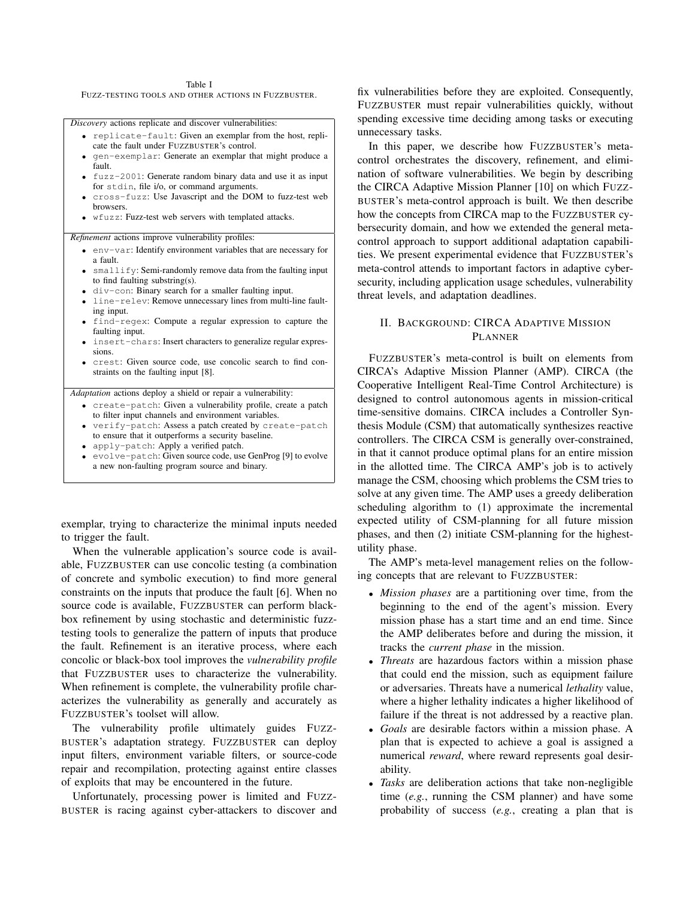Table I
FUZZ-TESTING TOOLS AND OTHER ACTIONS IN FUZZBUSTER.

*Discovery* actions replicate and discover vulnerabilities:

- `replicate-fault`: Given an exemplar from the host, replicate the fault under FUZZBUSTER's control.
- `gen-exemplar`: Generate an exemplar that might produce a fault.
- `fuzz-2001`: Generate random binary data and use it as input for `stdin`, file i/o, or command arguments.
- `cross-fuzz`: Use Javascript and the DOM to fuzz-test web browsers.
- `wfuzz`: Fuzz-test web servers with templated attacks.

*Refinement* actions improve vulnerability profiles:

- `env-var`: Identify environment variables that are necessary for a fault.
- `smallify`: Semi-randomly remove data from the faulting input to find faulting substring(s).
- `div-con`: Binary search for a smaller faulting input.
- `line-relev`: Remove unnecessary lines from multi-line faulting input.
- `find-regex`: Compute a regular expression to capture the faulting input.
- `insert-chars`: Insert characters to generalize regular expressions.
- `crest`: Given source code, use concolic search to find constraints on the faulting input [8].

*Adaptation* actions deploy a shield or repair a vulnerability:

- `create-patch`: Given a vulnerability profile, create a patch to filter input channels and environment variables.
- `verify-patch`: Assess a patch created by `create-patch` to ensure that it outperforms a security baseline.
- `apply-patch`: Apply a verified patch.
- `evolve-patch`: Given source code, use GenProg [9] to evolve a new non-faulting program source and binary.

exemplar, trying to characterize the minimal inputs needed to trigger the fault.

When the vulnerable application's source code is available, FUZZBUSTER can use concolic testing (a combination of concrete and symbolic execution) to find more general constraints on the inputs that produce the fault [6]. When no source code is available, FUZZBUSTER can perform black-box refinement by using stochastic and deterministic fuzz-testing tools to generalize the pattern of inputs that produce the fault. Refinement is an iterative process, where each concolic or black-box tool improves the *vulnerability profile* that FUZZBUSTER uses to characterize the vulnerability. When refinement is complete, the vulnerability profile characterizes the vulnerability as generally and accurately as FUZZBUSTER's toolset will allow.

The vulnerability profile ultimately guides FUZZBUSTER's adaptation strategy. FUZZBUSTER can deploy input filters, environment variable filters, or source-code repair and recompilation, protecting against entire classes of exploits that may be encountered in the future.

Unfortunately, processing power is limited and FUZZBUSTER is racing against cyber-attackers to discover and fix vulnerabilities before they are exploited. Consequently, FUZZBUSTER must repair vulnerabilities quickly, without spending excessive time deciding among tasks or executing unnecessary tasks.

In this paper, we describe how FUZZBUSTER's meta-control orchestrates the discovery, refinement, and elimination of software vulnerabilities. We begin by describing the CIRCA Adaptive Mission Planner [10] on which FUZZBUSTER's meta-control approach is built. We then describe how the concepts from CIRCA map to the FUZZBUSTER cybersecurity domain, and how we extended the general meta-control approach to support additional adaptation capabilities. We present experimental evidence that FUZZBUSTER's meta-control attends to important factors in adaptive cybersecurity, including application usage schedules, vulnerability threat levels, and adaptation deadlines.

## II. BACKGROUND: CIRCA ADAPTIVE MISSION PLANNER

FUZZBUSTER's meta-control is built on elements from CIRCA's Adaptive Mission Planner (AMP). CIRCA (the Cooperative Intelligent Real-Time Control Architecture) is designed to control autonomous agents in mission-critical time-sensitive domains. CIRCA includes a Controller Synthesis Module (CSM) that automatically synthesizes reactive controllers. The CIRCA CSM is generally over-constrained, in that it cannot produce optimal plans for an entire mission in the allotted time. The CIRCA AMP's job is to actively manage the CSM, choosing which problems the CSM tries to solve at any given time. The AMP uses a greedy deliberation scheduling algorithm to (1) approximate the incremental expected utility of CSM-planning for all future mission phases, and then (2) initiate CSM-planning for the highest-utility phase.

The AMP's meta-level management relies on the following concepts that are relevant to FUZZBUSTER:

- *Mission phases* are a partitioning over time, from the beginning to the end of the agent's mission. Every mission phase has a start time and an end time. Since the AMP deliberates before and during the mission, it tracks the *current phase* in the mission.
- *Threats* are hazardous factors within a mission phase that could end the mission, such as equipment failure or adversaries. Threats have a numerical *lethality* value, where a higher lethality indicates a higher likelihood of failure if the threat is not addressed by a reactive plan.
- *Goals* are desirable factors within a mission phase. A plan that is expected to achieve a goal is assigned a numerical *reward*, where reward represents goal desirability.
- *Tasks* are deliberation actions that take non-negligible time (*e.g.*, running the CSM planner) and have some probability of success (*e.g.*, creating a plan that is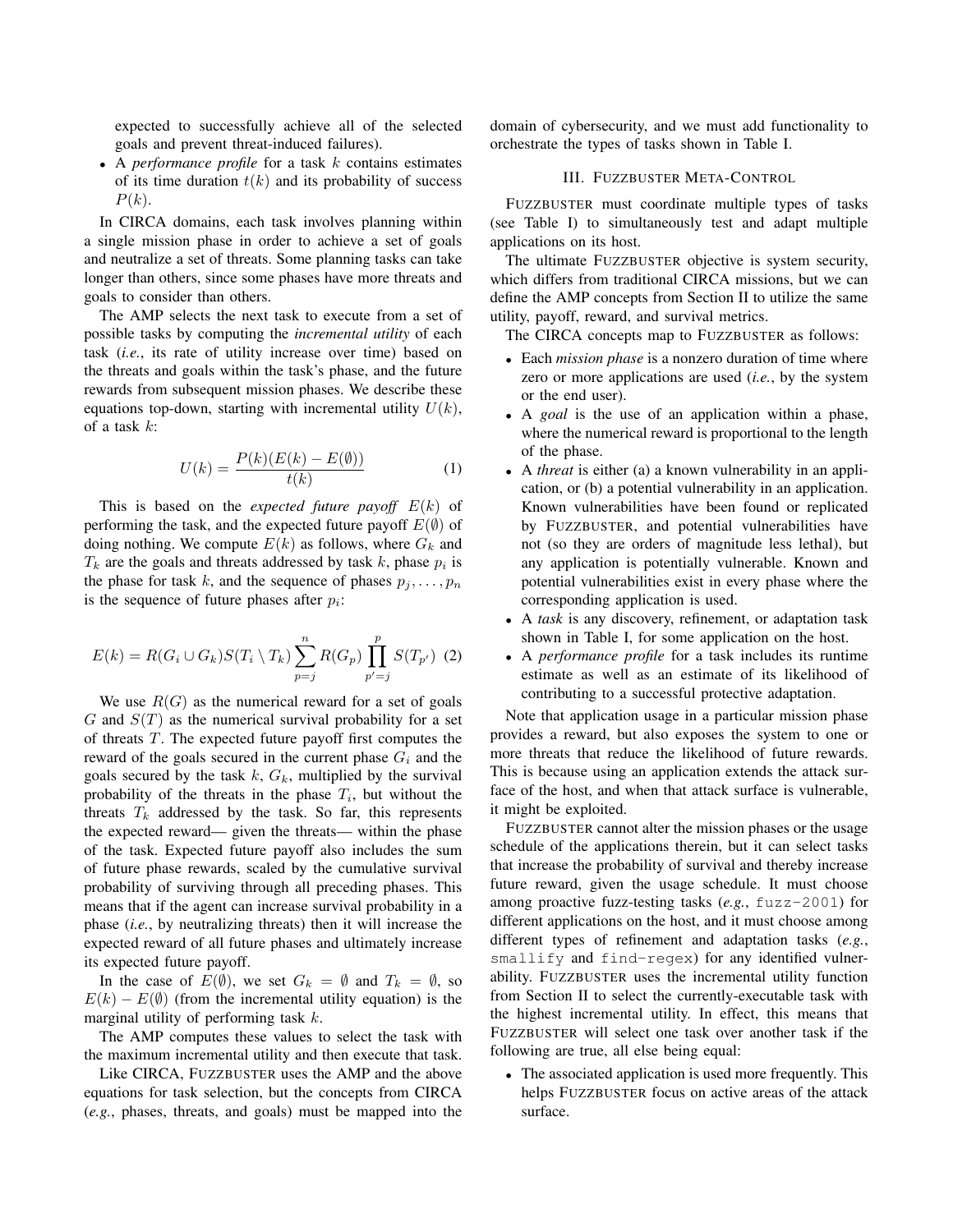expected to successfully achieve all of the selected goals and prevent threat-induced failures).

- A *performance profile* for a task $k$ contains estimates of its time duration $t(k)$ and its probability of success $P(k)$.

In CIRCA domains, each task involves planning within a single mission phase in order to achieve a set of goals and neutralize a set of threats. Some planning tasks can take longer than others, since some phases have more threats and goals to consider than others.

The AMP selects the next task to execute from a set of possible tasks by computing the *incremental utility* of each task (*i.e.*, its rate of utility increase over time) based on the threats and goals within the task's phase, and the future rewards from subsequent mission phases. We describe these equations top-down, starting with incremental utility $U(k)$, of a task $k$:

$$U(k) = \frac{P(k)(E(k) - E(\emptyset))}{t(k)} \quad (1)$$

This is based on the *expected future payoff* $E(k)$ of performing the task, and the expected future payoff $E(\emptyset)$ of doing nothing. We compute $E(k)$ as follows, where $G_k$ and $T_k$ are the goals and threats addressed by task $k$, phase $p_i$ is the phase for task $k$, and the sequence of phases $p_j, \ldots, p_n$ is the sequence of future phases after $p_i$:

$$E(k) = R(G_i \cup G_k) S(T_i \setminus T_k) \sum_{p=j}^{n} R(G_p) \prod_{p'=j}^{p} S(T_{p'}) \quad (2)$$

We use $R(G)$ as the numerical reward for a set of goals $G$ and $S(T)$ as the numerical survival probability for a set of threats $T$. The expected future payoff first computes the reward of the goals secured in the current phase $G_i$ and the goals secured by the task $k$, $G_k$, multiplied by the survival probability of the threats in the phase $T_i$, but without the threats $T_k$ addressed by the task. So far, this represents the expected reward— given the threats— within the phase of the task. Expected future payoff also includes the sum of future phase rewards, scaled by the cumulative survival probability of surviving through all preceding phases. This means that if the agent can increase survival probability in a phase (*i.e.*, by neutralizing threats) then it will increase the expected reward of all future phases and ultimately increase its expected future payoff.

In the case of $E(\emptyset)$, we set $G_k = \emptyset$ and $T_k = \emptyset$, so $E(k) - E(\emptyset)$ (from the incremental utility equation) is the marginal utility of performing task $k$.

The AMP computes these values to select the task with the maximum incremental utility and then execute that task.

Like CIRCA, FUZZBUSTER uses the AMP and the above equations for task selection, but the concepts from CIRCA (*e.g.*, phases, threats, and goals) must be mapped into the domain of cybersecurity, and we must add functionality to orchestrate the types of tasks shown in Table I.

## III. FUZZBUSTER META-CONTROL

FUZZBUSTER must coordinate multiple types of tasks (see Table I) to simultaneously test and adapt multiple applications on its host.

The ultimate FUZZBUSTER objective is system security, which differs from traditional CIRCA missions, but we can define the AMP concepts from Section II to utilize the same utility, payoff, reward, and survival metrics.

The CIRCA concepts map to FUZZBUSTER as follows:

- Each *mission phase* is a nonzero duration of time where zero or more applications are used (*i.e.*, by the system or the end user).
- A *goal* is the use of an application within a phase, where the numerical reward is proportional to the length of the phase.
- A *threat* is either (a) a known vulnerability in an application, or (b) a potential vulnerability in an application. Known vulnerabilities have been found or replicated by FUZZBUSTER, and potential vulnerabilities have not (so they are orders of magnitude less lethal), but any application is potentially vulnerable. Known and potential vulnerabilities exist in every phase where the corresponding application is used.
- A *task* is any discovery, refinement, or adaptation task shown in Table I, for some application on the host.
- A *performance profile* for a task includes its runtime estimate as well as an estimate of its likelihood of contributing to a successful protective adaptation.

Note that application usage in a particular mission phase provides a reward, but also exposes the system to one or more threats that reduce the likelihood of future rewards. This is because using an application extends the attack surface of the host, and when that attack surface is vulnerable, it might be exploited.

FUZZBUSTER cannot alter the mission phases or the usage schedule of the applications therein, but it can select tasks that increase the probability of survival and thereby increase future reward, given the usage schedule. It must choose among proactive fuzz-testing tasks (*e.g.*, `fuzz-2001`) for different applications on the host, and it must choose among different types of refinement and adaptation tasks (*e.g.*, `smallify` and `find-regex`) for any identified vulnerability. FUZZBUSTER uses the incremental utility function from Section II to select the currently-executable task with the highest incremental utility. In effect, this means that FUZZBUSTER will select one task over another task if the following are true, all else being equal:

- The associated application is used more frequently. This helps FUZZBUSTER focus on active areas of the attack surface.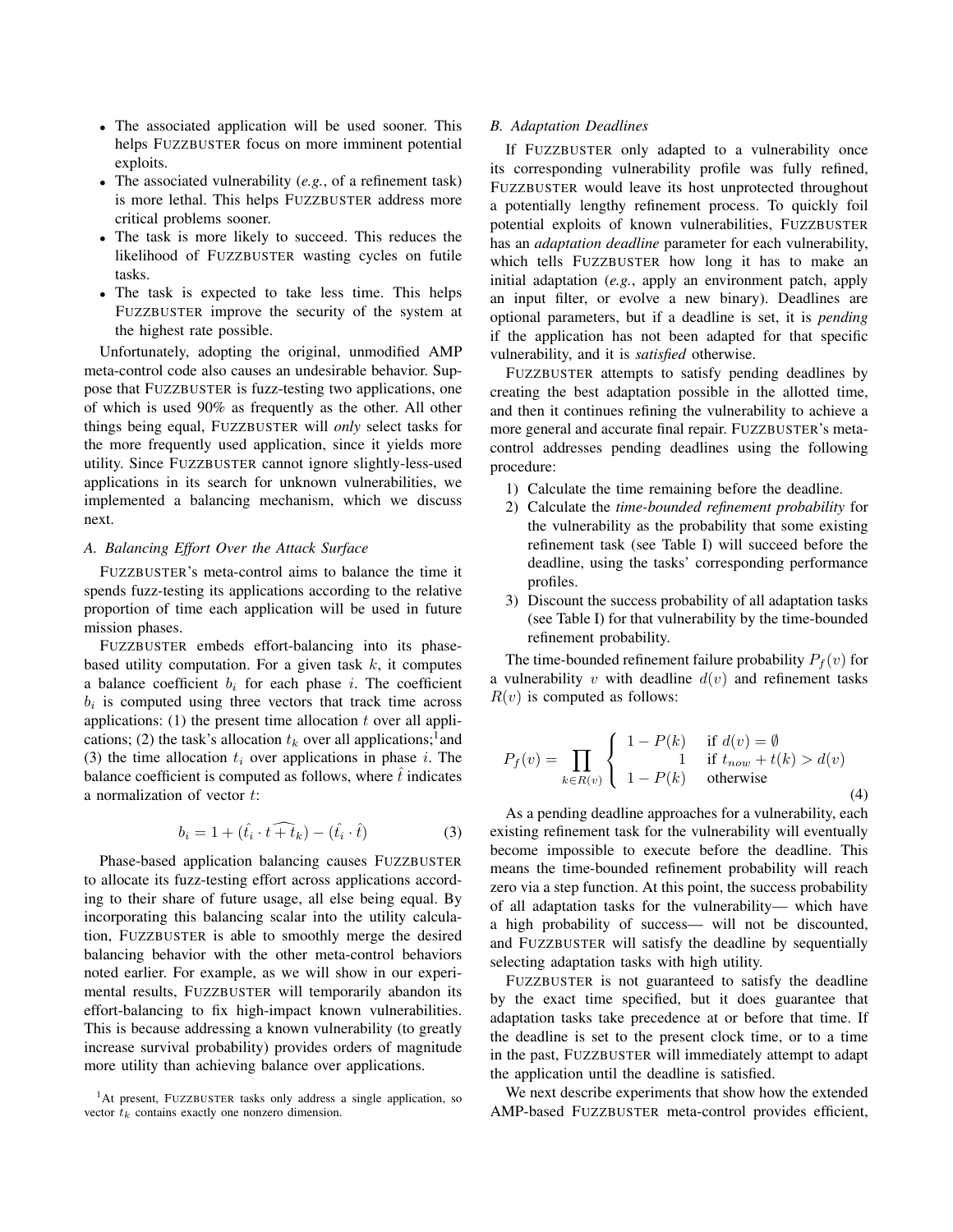- The associated application will be used sooner. This helps FUZZBUSTER focus on more imminent potential exploits.
- The associated vulnerability (*e.g.*, of a refinement task) is more lethal. This helps FUZZBUSTER address more critical problems sooner.
- The task is more likely to succeed. This reduces the likelihood of FUZZBUSTER wasting cycles on futile tasks.
- The task is expected to take less time. This helps FUZZBUSTER improve the security of the system at the highest rate possible.

Unfortunately, adopting the original, unmodified AMP meta-control code also causes an undesirable behavior. Suppose that FUZZBUSTER is fuzz-testing two applications, one of which is used 90% as frequently as the other. All other things being equal, FUZZBUSTER will *only* select tasks for the more frequently used application, since it yields more utility. Since FUZZBUSTER cannot ignore slightly-less-used applications in its search for unknown vulnerabilities, we implemented a balancing mechanism, which we discuss next.

### A. Balancing Effort Over the Attack Surface

FUZZBUSTER's meta-control aims to balance the time it spends fuzz-testing its applications according to the relative proportion of time each application will be used in future mission phases.

FUZZBUSTER embeds effort-balancing into its phase-based utility computation. For a given task $k$, it computes a balance coefficient $b_i$ for each phase $i$. The coefficient $b_i$ is computed using three vectors that track time across applications: (1) the present time allocation $t$ over all applications; (2) the task's allocation $t_k$ over all applications;[1] and (3) the time allocation $t_i$ over applications in phase $i$. The balance coefficient is computed as follows, where $\hat{t}$ indicates a normalization of vector $t$:

$$b_i = 1 + (\hat{t_i} \cdot \widehat{t + t_k}) - (\hat{t_i} \cdot \hat{t}) \tag{3}$$

Phase-based application balancing causes FUZZBUSTER to allocate its fuzz-testing effort across applications according to their share of future usage, all else being equal. By incorporating this balancing scalar into the utility calculation, FUZZBUSTER is able to smoothly merge the desired balancing behavior with the other meta-control behaviors noted earlier. For example, as we will show in our experimental results, FUZZBUSTER will temporarily abandon its effort-balancing to fix high-impact known vulnerabilities. This is because addressing a known vulnerability (to greatly increase survival probability) provides orders of magnitude more utility than achieving balance over applications.

[1] At present, FUZZBUSTER tasks only address a single application, so vector $t_k$ contains exactly one nonzero dimension.

### B. Adaptation Deadlines

If FUZZBUSTER only adapted to a vulnerability once its corresponding vulnerability profile was fully refined, FUZZBUSTER would leave its host unprotected throughout a potentially lengthy refinement process. To quickly foil potential exploits of known vulnerabilities, FUZZBUSTER has an *adaptation deadline* parameter for each vulnerability, which tells FUZZBUSTER how long it has to make an initial adaptation (*e.g.*, apply an environment patch, apply an input filter, or evolve a new binary). Deadlines are optional parameters, but if a deadline is set, it is *pending* if the application has not been adapted for that specific vulnerability, and it is *satisfied* otherwise.

FUZZBUSTER attempts to satisfy pending deadlines by creating the best adaptation possible in the allotted time, and then it continues refining the vulnerability to achieve a more general and accurate final repair. FUZZBUSTER's meta-control addresses pending deadlines using the following procedure:

1) Calculate the time remaining before the deadline.
2) Calculate the *time-bounded refinement probability* for the vulnerability as the probability that some existing refinement task (see Table I) will succeed before the deadline, using the tasks' corresponding performance profiles.
3) Discount the success probability of all adaptation tasks (see Table I) for that vulnerability by the time-bounded refinement probability.

The time-bounded refinement failure probability $P_f(v)$ for a vulnerability $v$ with deadline $d(v)$ and refinement tasks $R(v)$ is computed as follows:

$$P_f(v) = \prod_{k \in R(v)} \begin{cases} 1 - P(k) & \text{if } d(v) = \emptyset \\ 1 & \text{if } t_{now} + t(k) > d(v) \\ 1 - P(k) & \text{otherwise} \end{cases} \tag{4}$$

As a pending deadline approaches for a vulnerability, each existing refinement task for the vulnerability will eventually become impossible to execute before the deadline. This means the time-bounded refinement probability will reach zero via a step function. At this point, the success probability of all adaptation tasks for the vulnerability— which have a high probability of success— will not be discounted, and FUZZBUSTER will satisfy the deadline by sequentially selecting adaptation tasks with high utility.

FUZZBUSTER is not guaranteed to satisfy the deadline by the exact time specified, but it does guarantee that adaptation tasks take precedence at or before that time. If the deadline is set to the present clock time, or to a time in the past, FUZZBUSTER will immediately attempt to adapt the application until the deadline is satisfied.

We next describe experiments that show how the extended AMP-based FUZZBUSTER meta-control provides efficient,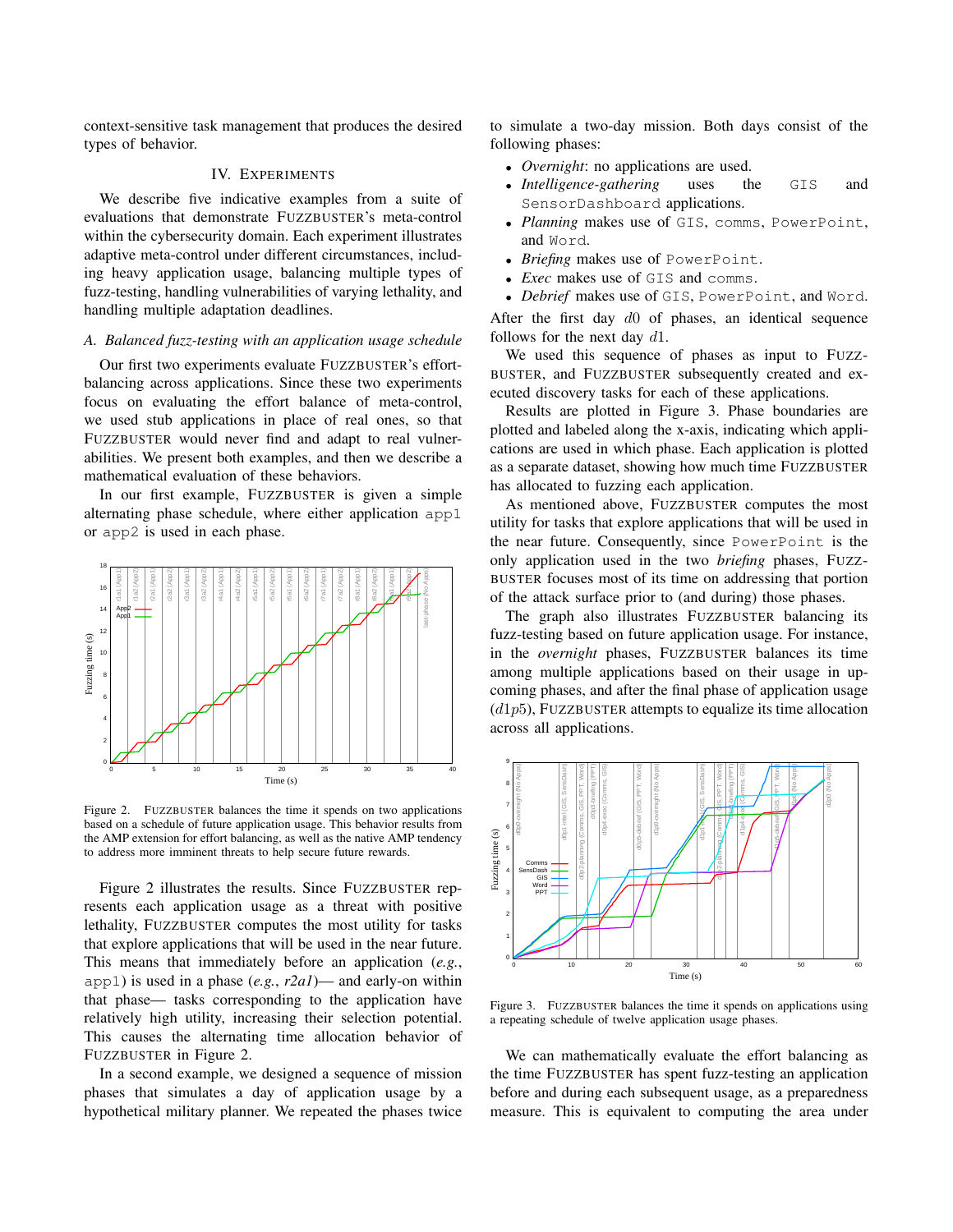context-sensitive task management that produces the desired types of behavior.

## IV. Experiments

We describe five indicative examples from a suite of evaluations that demonstrate FUZZBUSTER's meta-control within the cybersecurity domain. Each experiment illustrates adaptive meta-control under different circumstances, including heavy application usage, balancing multiple types of fuzz-testing, handling vulnerabilities of varying lethality, and handling multiple adaptation deadlines.

### A. Balanced fuzz-testing with an application usage schedule

Our first two experiments evaluate FUZZBUSTER's effort-balancing across applications. Since these two experiments focus on evaluating the effort balance of meta-control, we used stub applications in place of real ones, so that FUZZBUSTER would never find and adapt to real vulnerabilities. We present both examples, and then we describe a mathematical evaluation of these behaviors.

In our first example, FUZZBUSTER is given a simple alternating phase schedule, where either application `app1` or `app2` is used in each phase.

r1a1 (App1)
r1a2 (App2)
r2a1 (App1)
r2a2 (App2)
r3a1 (App1)
r3a2 (App2)
r4a1 (App1)
r4a2 (App2)
r5a1 (App1)
r5a2 (App2)
r6a1 (App1)
r6a2 (App2)
r7a1 (App1)
r7a2 (App2)
r8a1 (App1)
r8a2 (App2)
r9a1 (App1)
r9a2 (App2)
last-phase (No Apps)
App2
App1
Fuzzing time (s)
Time (s)
0 2 4 6 8 10 12 14 16 18
0 5 10 15 20 25 30 35 40

Figure 2. FUZZBUSTER balances the time it spends on two applications based on a schedule of future application usage. This behavior results from the AMP extension for effort balancing, as well as the native AMP tendency to address more imminent threats to help secure future rewards.

Figure 2 illustrates the results. Since FUZZBUSTER represents each application usage as a threat with positive lethality, FUZZBUSTER computes the most utility for tasks that explore applications that will be used in the near future. This means that immediately before an application (*e.g.*, `app1`) is used in a phase (*e.g.*, *r2a1*)— and early-on within that phase— tasks corresponding to the application have relatively high utility, increasing their selection potential. This causes the alternating time allocation behavior of FUZZBUSTER in Figure 2.

In a second example, we designed a sequence of mission phases that simulates a day of application usage by a hypothetical military planner. We repeated the phases twice to simulate a two-day mission. Both days consist of the following phases:

- *Overnight*: no applications are used.
- *Intelligence-gathering* uses the `GIS` and `SensorDashboard` applications.
- *Planning* makes use of `GIS`, `comms`, `PowerPoint`, and `Word`.
- *Briefing* makes use of `PowerPoint`.
- *Exec* makes use of `GIS` and `comms`.
- *Debrief* makes use of `GIS`, `PowerPoint`, and `Word`.

After the first day $d0$ of phases, an identical sequence follows for the next day $d1$.

We used this sequence of phases as input to FUZZBUSTER, and FUZZBUSTER subsequently created and executed discovery tasks for each of these applications.

Results are plotted in Figure 3. Phase boundaries are plotted and labeled along the x-axis, indicating which applications are used in which phase. Each application is plotted as a separate dataset, showing how much time FUZZBUSTER has allocated to fuzzing each application.

As mentioned above, FUZZBUSTER computes the most utility for tasks that explore applications that will be used in the near future. Consequently, since `PowerPoint` is the only application used in the two *briefing* phases, FUZZBUSTER focuses most of its time on addressing that portion of the attack surface prior to (and during) those phases.

The graph also illustrates FUZZBUSTER balancing its fuzz-testing based on future application usage. For instance, in the *overnight* phases, FUZZBUSTER balances its time among multiple applications based on their usage in upcoming phases, and after the final phase of application usage ($d1p5$), FUZZBUSTER attempts to equalize its time allocation across all applications.

d0p0-overnight (No Apps)
d0p1-intel (GIS, SensDash)
d0p2-planning (Comms, GIS, PPT, Word)
d0p3-briefing (PPT)
d0p4-exec (Comms, GIS)
d0p5-debrief (GIS, PPT, Word)
d1p0-overnight (No Apps)
d1p1-intel (GIS, SensDash)
d1p2-planning (Comms, GIS, PPT, Word)
d1p3-briefing (PPT)
d1p4-exec (Comms, GIS)
d1p5-debrief (GIS, PPT, Word)
(No Apps)
d2p0 (No Apps)
Comms
SensDash
GIS
Word
PPT
Fuzzing time (s)
Time (s)
0 1 2 3 4 5 6 7 8 9
0 10 20 30 40 50 60

Figure 3. FUZZBUSTER balances the time it spends on applications using a repeating schedule of twelve application usage phases.

We can mathematically evaluate the effort balancing as the time FUZZBUSTER has spent fuzz-testing an application before and during each subsequent usage, as a preparedness measure. This is equivalent to computing the area under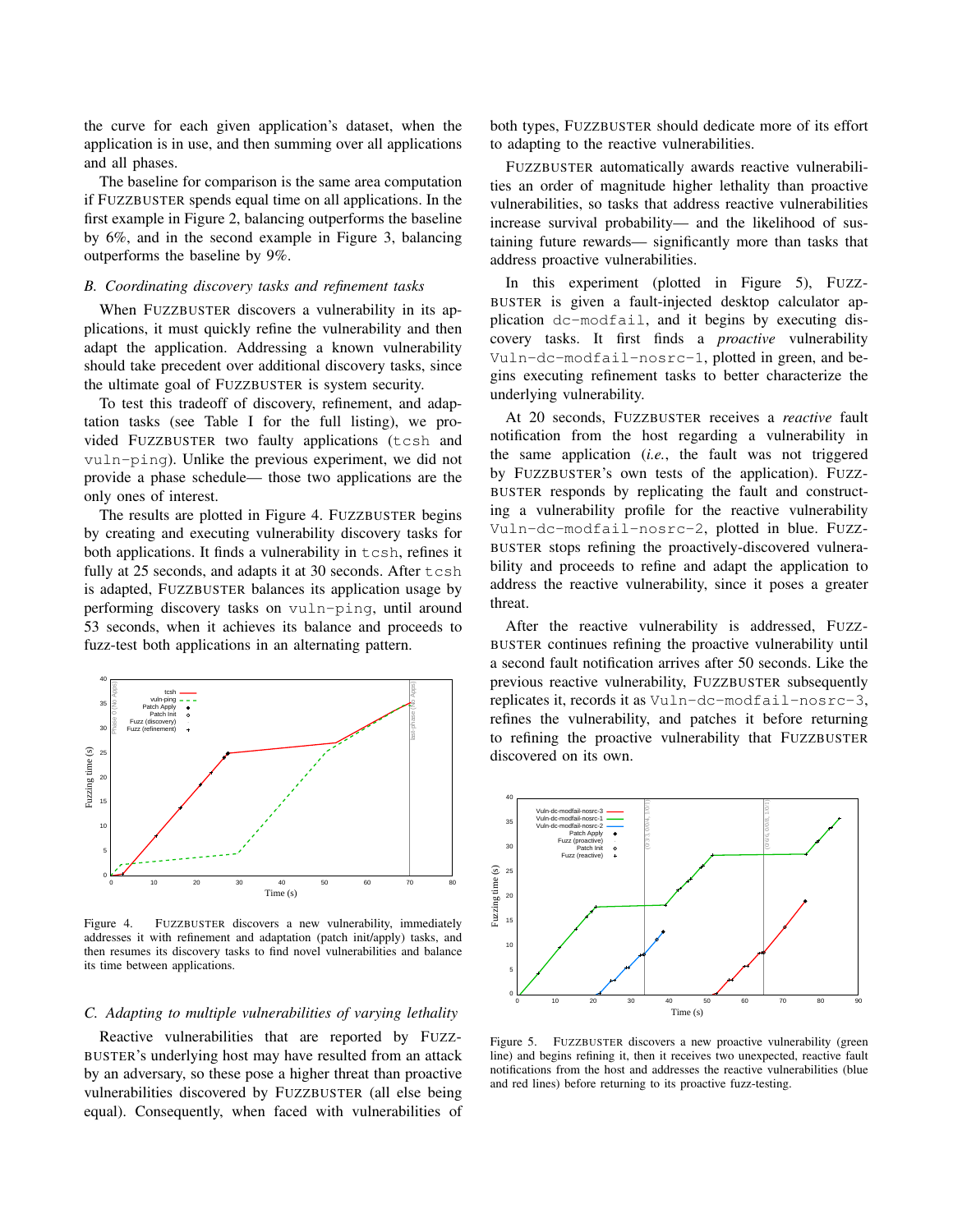the curve for each given application's dataset, when the application is in use, and then summing over all applications and all phases.

The baseline for comparison is the same area computation if FUZZBUSTER spends equal time on all applications. In the first example in Figure 2, balancing outperforms the baseline by 6%, and in the second example in Figure 3, balancing outperforms the baseline by 9%.

### B. Coordinating discovery tasks and refinement tasks

When FUZZBUSTER discovers a vulnerability in its applications, it must quickly refine the vulnerability and then adapt the application. Addressing a known vulnerability should take precedent over additional discovery tasks, since the ultimate goal of FUZZBUSTER is system security.

To test this tradeoff of discovery, refinement, and adaptation tasks (see Table I for the full listing), we provided FUZZBUSTER two faulty applications (`tcsh` and `vuln-ping`). Unlike the previous experiment, we did not provide a phase schedule— those two applications are the only ones of interest.

The results are plotted in Figure 4. FUZZBUSTER begins by creating and executing vulnerability discovery tasks for both applications. It finds a vulnerability in `tcsh`, refines it fully at 25 seconds, and adapts it at 30 seconds. After `tcsh` is adapted, FUZZBUSTER balances its application usage by performing discovery tasks on `vuln-ping`, until around 53 seconds, when it achieves its balance and proceeds to fuzz-test both applications in an alternating pattern.

Fuzzing time (s)
Time (s)
tcsh
vuln-ping
Patch Apply
Patch Init
Fuzz (discovery)
Fuzz (refinement)
Phase 0 (No Apps)
last-phase (No Apps)

Figure 4. FUZZBUSTER discovers a new vulnerability, immediately addresses it with refinement and adaptation (patch init/apply) tasks, and then resumes its discovery tasks to find novel vulnerabilities and balance its time between applications.

### C. Adapting to multiple vulnerabilities of varying lethality

Reactive vulnerabilities that are reported by FUZZBUSTER's underlying host may have resulted from an attack by an adversary, so these pose a higher threat than proactive vulnerabilities discovered by FUZZBUSTER (all else being equal). Consequently, when faced with vulnerabilities of both types, FUZZBUSTER should dedicate more of its effort to adapting to the reactive vulnerabilities.

FUZZBUSTER automatically awards reactive vulnerabilities an order of magnitude higher lethality than proactive vulnerabilities, so tasks that address reactive vulnerabilities increase survival probability— and the likelihood of sustaining future rewards— significantly more than tasks that address proactive vulnerabilities.

In this experiment (plotted in Figure 5), FUZZBUSTER is given a fault-injected desktop calculator application `dc-modfail`, and it begins by executing discovery tasks. It first finds a *proactive* vulnerability `Vuln-dc-modfail-nosrc-1`, plotted in green, and begins executing refinement tasks to better characterize the underlying vulnerability.

At 20 seconds, FUZZBUSTER receives a *reactive* fault notification from the host regarding a vulnerability in the same application (*i.e.*, the fault was not triggered by FUZZBUSTER's own tests of the application). FUZZBUSTER responds by replicating the fault and constructing a vulnerability profile for the reactive vulnerability `Vuln-dc-modfail-nosrc-2`, plotted in blue. FUZZBUSTER stops refining the proactively-discovered vulnerability and proceeds to refine and adapt the application to address the reactive vulnerability, since it poses a greater threat.

After the reactive vulnerability is addressed, FUZZBUSTER continues refining the proactive vulnerability until a second fault notification arrives after 50 seconds. Like the previous reactive vulnerability, FUZZBUSTER subsequently replicates it, records it as `Vuln-dc-modfail-nosrc-3`, refines the vulnerability, and patches it before returning to refining the proactive vulnerability that FUZZBUSTER discovered on its own.

Fuzzing time (s)
Time (s)
Vuln-dc-modfail-nosrc-3
Vuln-dc-modfail-nosrc-1
Vuln-dc-modfail-nosrc-2
Patch Apply
Fuzz (proactive)
Patch Init
Fuzz (reactive)

Figure 5. FUZZBUSTER discovers a new proactive vulnerability (green line) and begins refining it, then it receives two unexpected, reactive fault notifications from the host and addresses the reactive vulnerabilities (blue and red lines) before returning to its proactive fuzz-testing.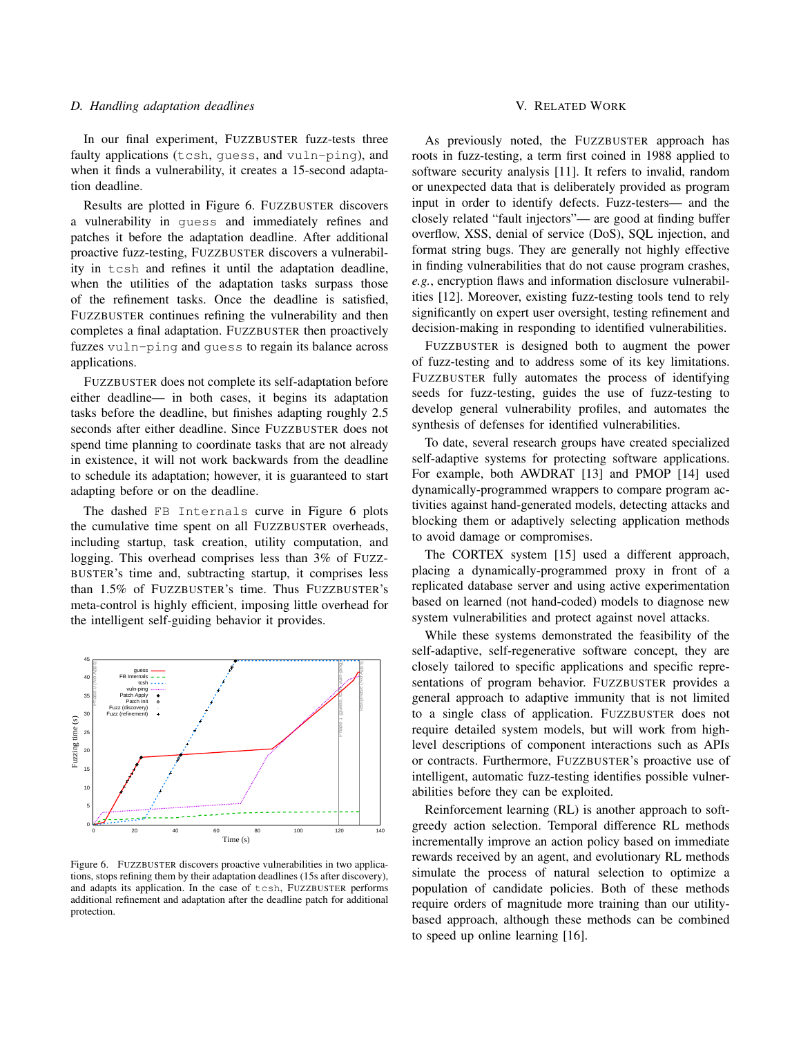### D. Handling adaptation deadlines

In our final experiment, FUZZBUSTER fuzz-tests three faulty applications (tcsh, guess, and vuln-ping), and when it finds a vulnerability, it creates a 15-second adaptation deadline.

Results are plotted in Figure 6. FUZZBUSTER discovers a vulnerability in guess and immediately refines and patches it before the adaptation deadline. After additional proactive fuzz-testing, FUZZBUSTER discovers a vulnerability in tcsh and refines it until the adaptation deadline, when the utilities of the adaptation tasks surpass those of the refinement tasks. Once the deadline is satisfied, FUZZBUSTER continues refining the vulnerability and then completes a final adaptation. FUZZBUSTER then proactively fuzzes vuln-ping and guess to regain its balance across applications.

FUZZBUSTER does not complete its self-adaptation before either deadline— in both cases, it begins its adaptation tasks before the deadline, but finishes adapting roughly 2.5 seconds after either deadline. Since FUZZBUSTER does not spend time planning to coordinate tasks that are not already in existence, it will not work backwards from the deadline to schedule its adaptation; however, it is guaranteed to start adapting before or on the deadline.

The dashed FB Internals curve in Figure 6 plots the cumulative time spent on all FUZZBUSTER overheads, including startup, task creation, utility computation, and logging. This overhead comprises less than 3% of FUZZBUSTER's time and, subtracting startup, it comprises less than 1.5% of FUZZBUSTER's time. Thus FUZZBUSTER's meta-control is highly efficient, imposing little overhead for the intelligent self-guiding behavior it provides.

Figure 6. FUZZBUSTER discovers proactive vulnerabilities in two applications, stops refining them by their adaptation deadlines (15s after discovery), and adapts its application. In the case of tcsh, FUZZBUSTER performs additional refinement and adaptation after the deadline patch for additional protection.

## V. RELATED WORK

As previously noted, the FUZZBUSTER approach has roots in fuzz-testing, a term first coined in 1988 applied to software security analysis [11]. It refers to invalid, random or unexpected data that is deliberately provided as program input in order to identify defects. Fuzz-testers— and the closely related "fault injectors"— are good at finding buffer overflow, XSS, denial of service (DoS), SQL injection, and format string bugs. They are generally not highly effective in finding vulnerabilities that do not cause program crashes, *e.g.*, encryption flaws and information disclosure vulnerabilities [12]. Moreover, existing fuzz-testing tools tend to rely significantly on expert user oversight, testing refinement and decision-making in responding to identified vulnerabilities.

FUZZBUSTER is designed both to augment the power of fuzz-testing and to address some of its key limitations. FUZZBUSTER fully automates the process of identifying seeds for fuzz-testing, guides the use of fuzz-testing to develop general vulnerability profiles, and automates the synthesis of defenses for identified vulnerabilities.

To date, several research groups have created specialized self-adaptive systems for protecting software applications. For example, both AWDRAT [13] and PMOP [14] used dynamically-programmed wrappers to compare program activities against hand-generated models, detecting attacks and blocking them or adaptively selecting application methods to avoid damage or compromises.

The CORTEX system [15] used a different approach, placing a dynamically-programmed proxy in front of a replicated database server and using active experimentation based on learned (not hand-coded) models to diagnose new system vulnerabilities and protect against novel attacks.

While these systems demonstrated the feasibility of the self-adaptive, self-regenerative software concept, they are closely tailored to specific applications and specific representations of program behavior. FUZZBUSTER provides a general approach to adaptive immunity that is not limited to a single class of application. FUZZBUSTER does not require detailed system models, but will work from high-level descriptions of component interactions such as APIs or contracts. Furthermore, FUZZBUSTER's proactive use of intelligent, automatic fuzz-testing identifies possible vulnerabilities before they can be exploited.

Reinforcement learning (RL) is another approach to soft-greedy action selection. Temporal difference RL methods incrementally improve an action policy based on immediate rewards received by an agent, and evolutionary RL methods simulate the process of natural selection to optimize a population of candidate policies. Both of these methods require orders of magnitude more training than our utility-based approach, although these methods can be combined to speed up online learning [16].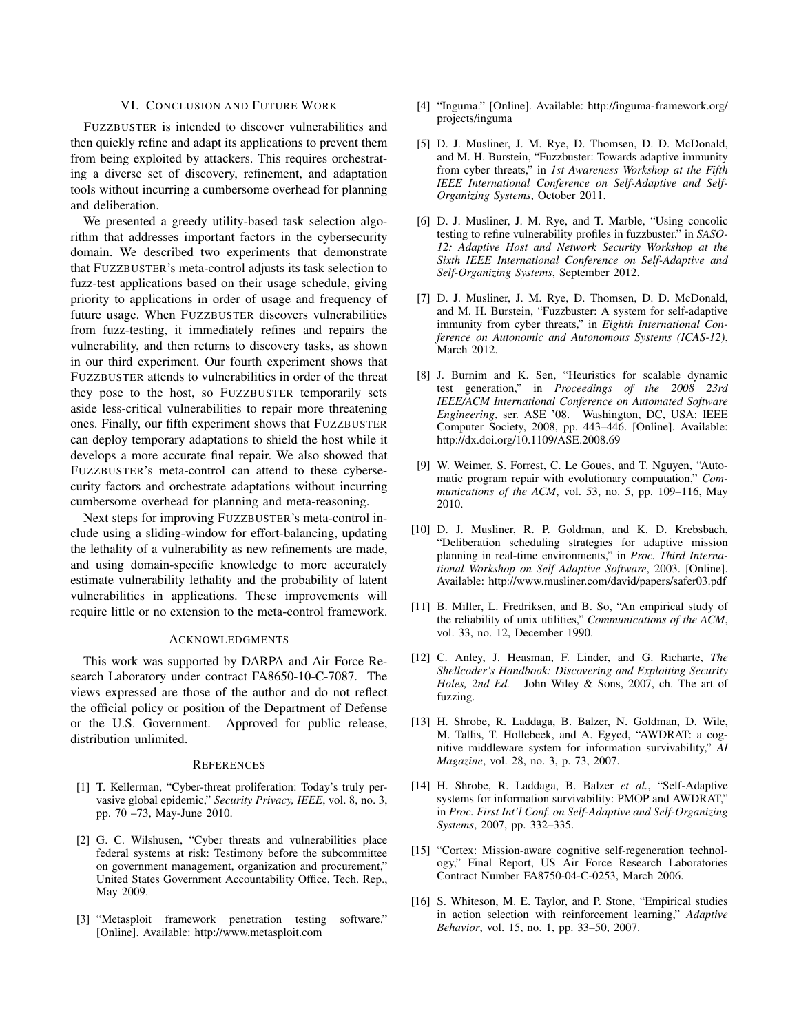## VI. Conclusion and Future Work

FUZZBUSTER is intended to discover vulnerabilities and then quickly refine and adapt its applications to prevent them from being exploited by attackers. This requires orchestrating a diverse set of discovery, refinement, and adaptation tools without incurring a cumbersome overhead for planning and deliberation.

We presented a greedy utility-based task selection algorithm that addresses important factors in the cybersecurity domain. We described two experiments that demonstrate that FUZZBUSTER's meta-control adjusts its task selection to fuzz-test applications based on their usage schedule, giving priority to applications in order of usage and frequency of future usage. When FUZZBUSTER discovers vulnerabilities from fuzz-testing, it immediately refines and repairs the vulnerability, and then returns to discovery tasks, as shown in our third experiment. Our fourth experiment shows that FUZZBUSTER attends to vulnerabilities in order of the threat they pose to the host, so FUZZBUSTER temporarily sets aside less-critical vulnerabilities to repair more threatening ones. Finally, our fifth experiment shows that FUZZBUSTER can deploy temporary adaptations to shield the host while it develops a more accurate final repair. We also showed that FUZZBUSTER's meta-control can attend to these cybersecurity factors and orchestrate adaptations without incurring cumbersome overhead for planning and meta-reasoning.

Next steps for improving FUZZBUSTER's meta-control include using a sliding-window for effort-balancing, updating the lethality of a vulnerability as new refinements are made, and using domain-specific knowledge to more accurately estimate vulnerability lethality and the probability of latent vulnerabilities in applications. These improvements will require little or no extension to the meta-control framework.

## Acknowledgments

This work was supported by DARPA and Air Force Research Laboratory under contract FA8650-10-C-7087. The views expressed are those of the author and do not reflect the official policy or position of the Department of Defense or the U.S. Government. Approved for public release, distribution unlimited.

## References

[1] T. Kellerman, "Cyber-threat proliferation: Today's truly pervasive global epidemic," *Security Privacy, IEEE*, vol. 8, no. 3, pp. 70 –73, May-June 2010.

[2] G. C. Wilshusen, "Cyber threats and vulnerabilities place federal systems at risk: Testimony before the subcommittee on government management, organization and procurement," United States Government Accountability Office, Tech. Rep., May 2009.

[3] "Metasploit framework penetration testing software." [Online]. Available: http://www.metasploit.com

[4] "Inguma." [Online]. Available: http://inguma-framework.org/projects/inguma

[5] D. J. Musliner, J. M. Rye, D. Thomsen, D. D. McDonald, and M. H. Burstein, "Fuzzbuster: Towards adaptive immunity from cyber threats," in *1st Awareness Workshop at the Fifth IEEE International Conference on Self-Adaptive and Self-Organizing Systems*, October 2011.

[6] D. J. Musliner, J. M. Rye, and T. Marble, "Using concolic testing to refine vulnerability profiles in fuzzbuster." in *SASO-12: Adaptive Host and Network Security Workshop at the Sixth IEEE International Conference on Self-Adaptive and Self-Organizing Systems*, September 2012.

[7] D. J. Musliner, J. M. Rye, D. Thomsen, D. D. McDonald, and M. H. Burstein, "Fuzzbuster: A system for self-adaptive immunity from cyber threats," in *Eighth International Conference on Autonomic and Autonomous Systems (ICAS-12)*, March 2012.

[8] J. Burnim and K. Sen, "Heuristics for scalable dynamic test generation," in *Proceedings of the 2008 23rd IEEE/ACM International Conference on Automated Software Engineering*, ser. ASE '08. Washington, DC, USA: IEEE Computer Society, 2008, pp. 443–446. [Online]. Available: http://dx.doi.org/10.1109/ASE.2008.69

[9] W. Weimer, S. Forrest, C. Le Goues, and T. Nguyen, "Automatic program repair with evolutionary computation," *Communications of the ACM*, vol. 53, no. 5, pp. 109–116, May 2010.

[10] D. J. Musliner, R. P. Goldman, and K. D. Krebsbach, "Deliberation scheduling strategies for adaptive mission planning in real-time environments," in *Proc. Third International Workshop on Self Adaptive Software*, 2003. [Online]. Available: http://www.musliner.com/david/papers/safer03.pdf

[11] B. Miller, L. Fredriksen, and B. So, "An empirical study of the reliability of unix utilities," *Communications of the ACM*, vol. 33, no. 12, December 1990.

[12] C. Anley, J. Heasman, F. Linder, and G. Richarte, *The Shellcoder's Handbook: Discovering and Exploiting Security Holes, 2nd Ed.* John Wiley & Sons, 2007, ch. The art of fuzzing.

[13] H. Shrobe, R. Laddaga, B. Balzer, N. Goldman, D. Wile, M. Tallis, T. Hollebeek, and A. Egyed, "AWDRAT: a cognitive middleware system for information survivability," *AI Magazine*, vol. 28, no. 3, p. 73, 2007.

[14] H. Shrobe, R. Laddaga, B. Balzer *et al.*, "Self-Adaptive systems for information survivability: PMOP and AWDRAT," in *Proc. First Int'l Conf. on Self-Adaptive and Self-Organizing Systems*, 2007, pp. 332–335.

[15] "Cortex: Mission-aware cognitive self-regeneration technology," Final Report, US Air Force Research Laboratories Contract Number FA8750-04-C-0253, March 2006.

[16] S. Whiteson, M. E. Taylor, and P. Stone, "Empirical studies in action selection with reinforcement learning," *Adaptive Behavior*, vol. 15, no. 1, pp. 33–50, 2007.